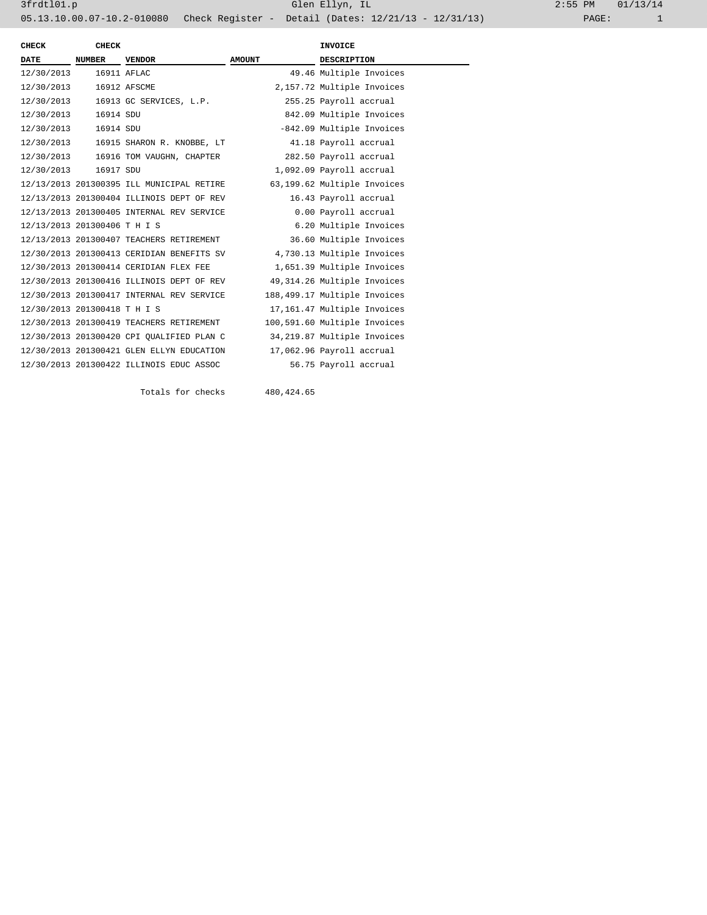3frdtl01.p Glen Ellyn, IL 2:55 PM 01/13/14

05.13.10.00.07-10.2-010080 Check Register - Detail (Dates: 12/21/13 - 12/31/13)

| CHECK DATE | CHECK NUMBER | VENDOR | AMOUNT | INVOICE DESCRIPTION |
|---|---|---|---|---|
| 12/30/2013 | 16911 | AFLAC | 49.46 | Multiple Invoices |
| 12/30/2013 | 16912 | AFSCME | 2,157.72 | Multiple Invoices |
| 12/30/2013 | 16913 | GC SERVICES, L.P. | 255.25 | Payroll accrual |
| 12/30/2013 | 16914 | SDU | 842.09 | Multiple Invoices |
| 12/30/2013 | 16914 | SDU | -842.09 | Multiple Invoices |
| 12/30/2013 | 16915 | SHARON R. KNOBBE, LT | 41.18 | Payroll accrual |
| 12/30/2013 | 16916 | TOM VAUGHN, CHAPTER | 282.50 | Payroll accrual |
| 12/30/2013 | 16917 | SDU | 1,092.09 | Payroll accrual |
| 12/13/2013 | 201300395 | ILL MUNICIPAL RETIRE | 63,199.62 | Multiple Invoices |
| 12/13/2013 | 201300404 | ILLINOIS DEPT OF REV | 16.43 | Payroll accrual |
| 12/13/2013 | 201300405 | INTERNAL REV SERVICE | 0.00 | Payroll accrual |
| 12/13/2013 | 201300406 | T H I S | 6.20 | Multiple Invoices |
| 12/13/2013 | 201300407 | TEACHERS RETIREMENT | 36.60 | Multiple Invoices |
| 12/30/2013 | 201300413 | CERIDIAN BENEFITS SV | 4,730.13 | Multiple Invoices |
| 12/30/2013 | 201300414 | CERIDIAN FLEX FEE | 1,651.39 | Multiple Invoices |
| 12/30/2013 | 201300416 | ILLINOIS DEPT OF REV | 49,314.26 | Multiple Invoices |
| 12/30/2013 | 201300417 | INTERNAL REV SERVICE | 188,499.17 | Multiple Invoices |
| 12/30/2013 | 201300418 | T H I S | 17,161.47 | Multiple Invoices |
| 12/30/2013 | 201300419 | TEACHERS RETIREMENT | 100,591.60 | Multiple Invoices |
| 12/30/2013 | 201300420 | CPI QUALIFIED PLAN C | 34,219.87 | Multiple Invoices |
| 12/30/2013 | 201300421 | GLEN ELLYN EDUCATION | 17,062.96 | Payroll accrual |
| 12/30/2013 | 201300422 | ILLINOIS EDUC ASSOC | 56.75 | Payroll accrual |
| | | Totals for checks | 480,424.65 | |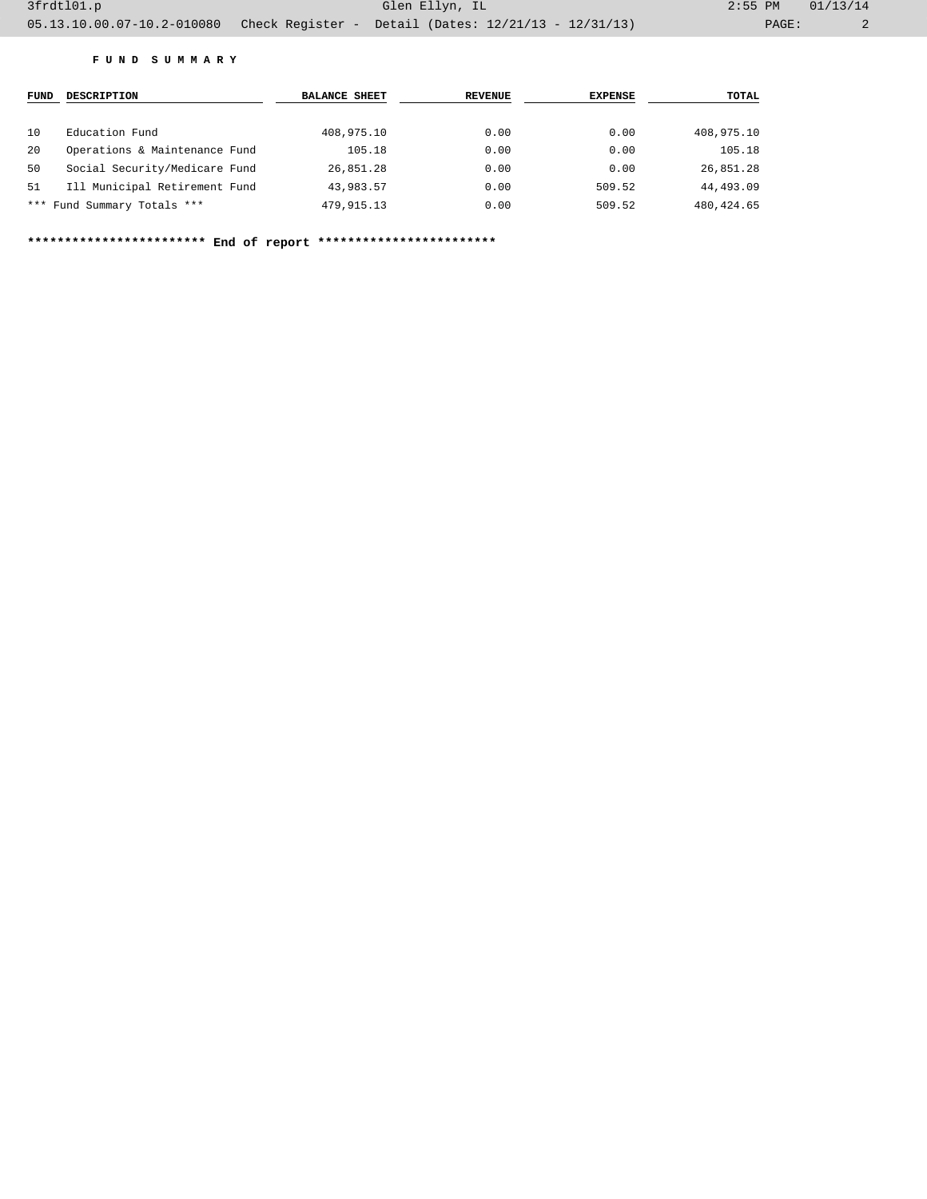**F U N D   S U M M A R Y**

| FUND | DESCRIPTION | BALANCE SHEET | REVENUE | EXPENSE | TOTAL |
|---|---|---|---|---|---|
| 10 | Education Fund | 408,975.10 | 0.00 | 0.00 | 408,975.10 |
| 20 | Operations & Maintenance Fund | 105.18 | 0.00 | 0.00 | 105.18 |
| 50 | Social Security/Medicare Fund | 26,851.28 | 0.00 | 0.00 | 26,851.28 |
| 51 | Ill Municipal Retirement Fund | 43,983.57 | 0.00 | 509.52 | 44,493.09 |
| *** Fund Summary Totals *** | | 479,915.13 | 0.00 | 509.52 | 480,424.65 |

**************************** End of report ****************************